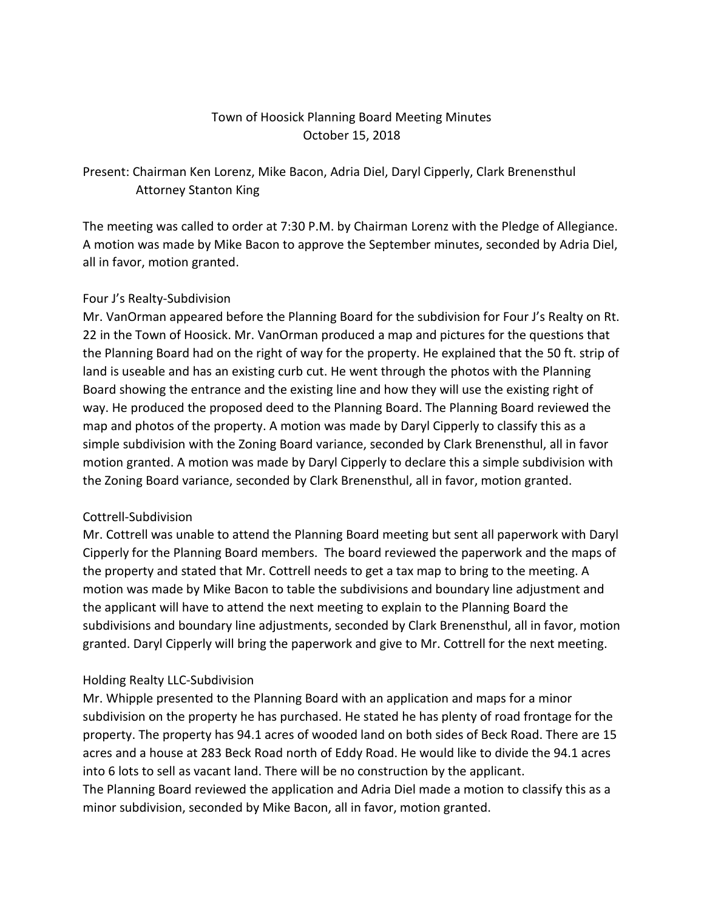# Town of Hoosick Planning Board Meeting Minutes
October 15, 2018

Present: Chairman Ken Lorenz, Mike Bacon, Adria Diel, Daryl Cipperly, Clark Brenensthul
Attorney Stanton King

The meeting was called to order at 7:30 P.M. by Chairman Lorenz with the Pledge of Allegiance. A motion was made by Mike Bacon to approve the September minutes, seconded by Adria Diel, all in favor, motion granted.

Four J's Realty-Subdivision
Mr. VanOrman appeared before the Planning Board for the subdivision for Four J's Realty on Rt. 22 in the Town of Hoosick. Mr. VanOrman produced a map and pictures for the questions that the Planning Board had on the right of way for the property. He explained that the 50 ft. strip of land is useable and has an existing curb cut. He went through the photos with the Planning Board showing the entrance and the existing line and how they will use the existing right of way. He produced the proposed deed to the Planning Board. The Planning Board reviewed the map and photos of the property. A motion was made by Daryl Cipperly to classify this as a simple subdivision with the Zoning Board variance, seconded by Clark Brenensthul, all in favor motion granted. A motion was made by Daryl Cipperly to declare this a simple subdivision with the Zoning Board variance, seconded by Clark Brenensthul, all in favor, motion granted.

Cottrell-Subdivision
Mr. Cottrell was unable to attend the Planning Board meeting but sent all paperwork with Daryl Cipperly for the Planning Board members. The board reviewed the paperwork and the maps of the property and stated that Mr. Cottrell needs to get a tax map to bring to the meeting. A motion was made by Mike Bacon to table the subdivisions and boundary line adjustment and the applicant will have to attend the next meeting to explain to the Planning Board the subdivisions and boundary line adjustments, seconded by Clark Brenensthul, all in favor, motion granted. Daryl Cipperly will bring the paperwork and give to Mr. Cottrell for the next meeting.

Holding Realty LLC-Subdivision
Mr. Whipple presented to the Planning Board with an application and maps for a minor subdivision on the property he has purchased. He stated he has plenty of road frontage for the property. The property has 94.1 acres of wooded land on both sides of Beck Road. There are 15 acres and a house at 283 Beck Road north of Eddy Road. He would like to divide the 94.1 acres into 6 lots to sell as vacant land. There will be no construction by the applicant.
The Planning Board reviewed the application and Adria Diel made a motion to classify this as a minor subdivision, seconded by Mike Bacon, all in favor, motion granted.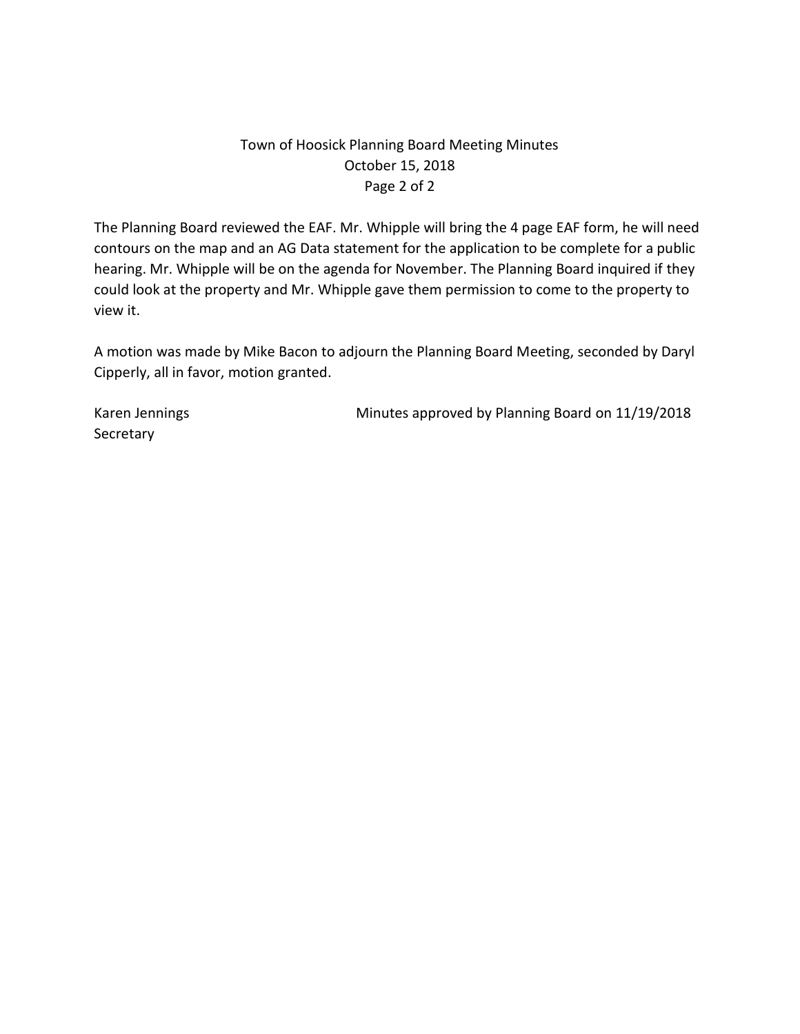The Planning Board reviewed the EAF. Mr. Whipple will bring the 4 page EAF form, he will need contours on the map and an AG Data statement for the application to be complete for a public hearing. Mr. Whipple will be on the agenda for November. The Planning Board inquired if they could look at the property and Mr. Whipple gave them permission to come to the property to view it.

A motion was made by Mike Bacon to adjourn the Planning Board Meeting, seconded by Daryl Cipperly, all in favor, motion granted.

Karen Jennings
Secretary

Minutes approved by Planning Board on 11/19/2018